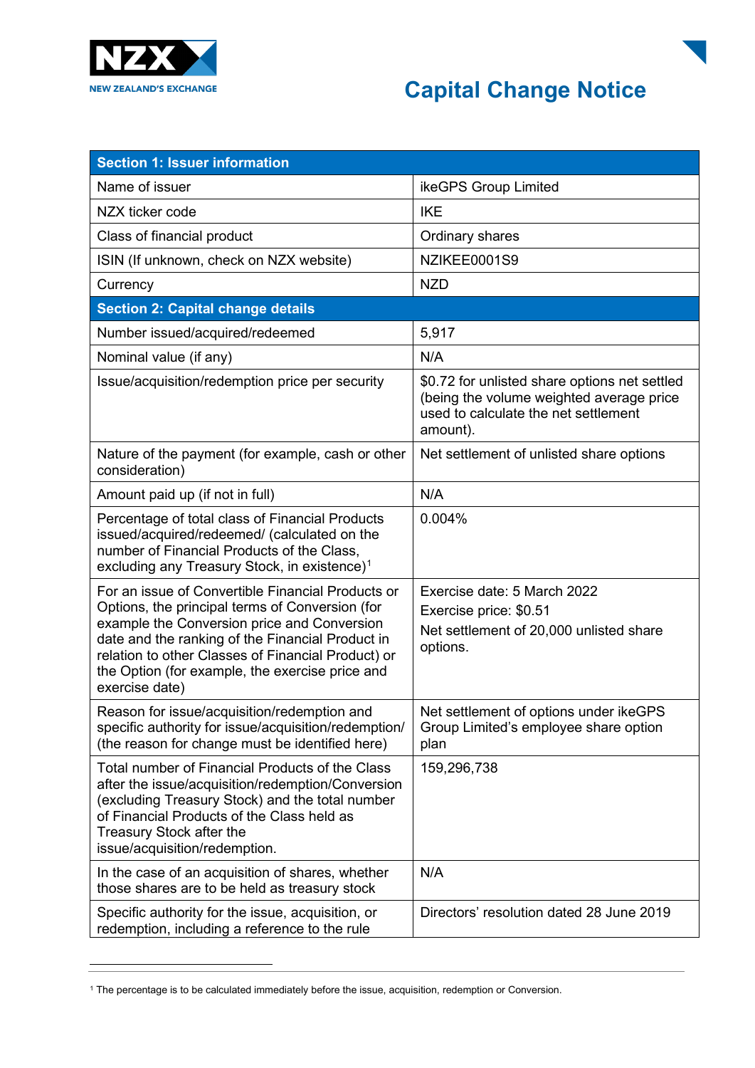NZX NEW ZEALAND'S EXCHANGE

# Capital Change Notice

| Section 1: Issuer information | |
|---|---|
| Name of issuer | ikeGPS Group Limited |
| NZX ticker code | IKE |
| Class of financial product | Ordinary shares |
| ISIN (If unknown, check on NZX website) | NZIKEE0001S9 |
| Currency | NZD |
| **Section 2: Capital change details** | |
| Number issued/acquired/redeemed | 5,917 |
| Nominal value (if any) | N/A |
| Issue/acquisition/redemption price per security | $0.72 for unlisted share options net settled (being the volume weighted average price used to calculate the net settlement amount). |
| Nature of the payment (for example, cash or other consideration) | Net settlement of unlisted share options |
| Amount paid up (if not in full) | N/A |
| Percentage of total class of Financial Products issued/acquired/redeemed/ (calculated on the number of Financial Products of the Class, excluding any Treasury Stock, in existence)[1] | 0.004% |
| For an issue of Convertible Financial Products or Options, the principal terms of Conversion (for example the Conversion price and Conversion date and the ranking of the Financial Product in relation to other Classes of Financial Product) or the Option (for example, the exercise price and exercise date) | Exercise date: 5 March 2022<br>Exercise price: $0.51<br>Net settlement of 20,000 unlisted share options. |
| Reason for issue/acquisition/redemption and specific authority for issue/acquisition/redemption/ (the reason for change must be identified here) | Net settlement of options under ikeGPS Group Limited's employee share option plan |
| Total number of Financial Products of the Class after the issue/acquisition/redemption/Conversion (excluding Treasury Stock) and the total number of Financial Products of the Class held as Treasury Stock after the issue/acquisition/redemption. | 159,296,738 |
| In the case of an acquisition of shares, whether those shares are to be held as treasury stock | N/A |
| Specific authority for the issue, acquisition, or redemption, including a reference to the rule | Directors' resolution dated 28 June 2019 |

[1] The percentage is to be calculated immediately before the issue, acquisition, redemption or Conversion.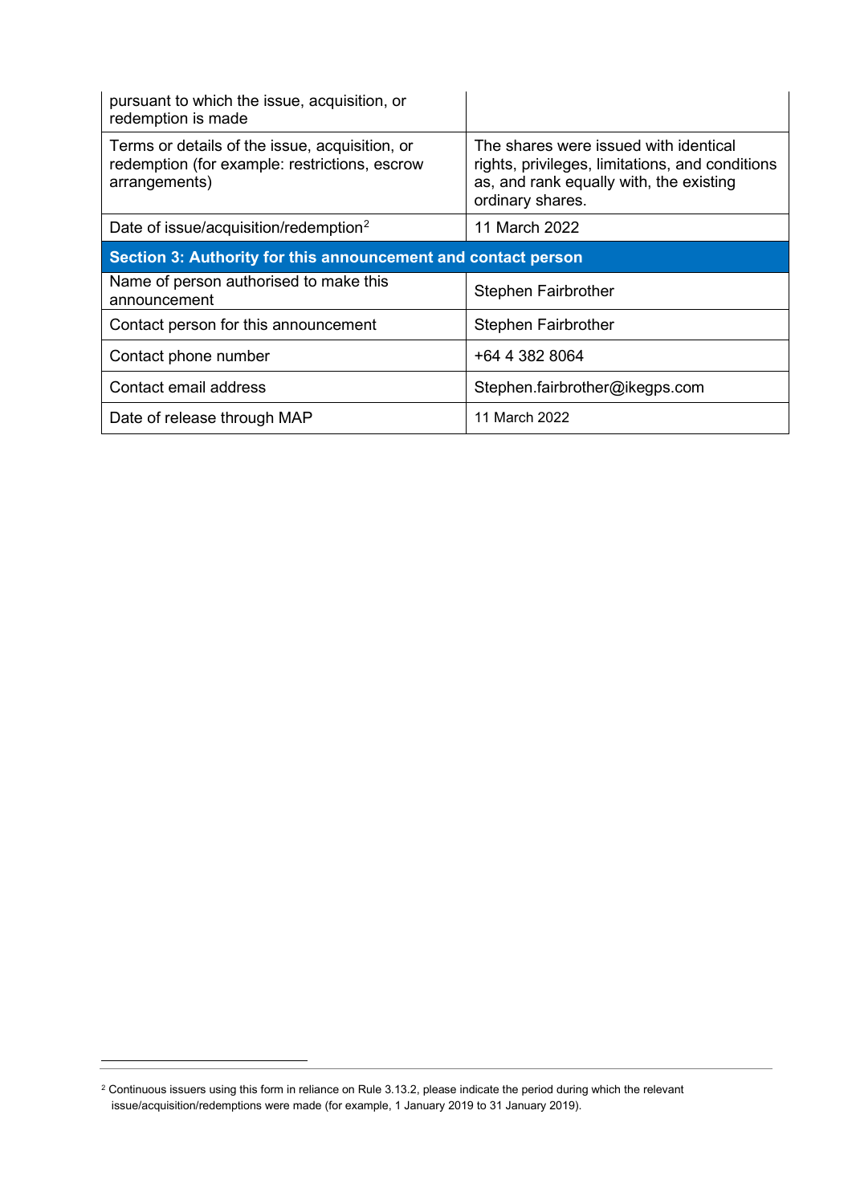| | |
|---|---|
| pursuant to which the issue, acquisition, or redemption is made | |
| Terms or details of the issue, acquisition, or redemption (for example: restrictions, escrow arrangements) | The shares were issued with identical rights, privileges, limitations, and conditions as, and rank equally with, the existing ordinary shares. |
| Date of issue/acquisition/redemption[2] | 11 March 2022 |
| **Section 3: Authority for this announcement and contact person** | |
| Name of person authorised to make this announcement | Stephen Fairbrother |
| Contact person for this announcement | Stephen Fairbrother |
| Contact phone number | +64 4 382 8064 |
| Contact email address | Stephen.fairbrother@ikegps.com |
| Date of release through MAP | 11 March 2022 |

[2] Continuous issuers using this form in reliance on Rule 3.13.2, please indicate the period during which the relevant issue/acquisition/redemptions were made (for example, 1 January 2019 to 31 January 2019).